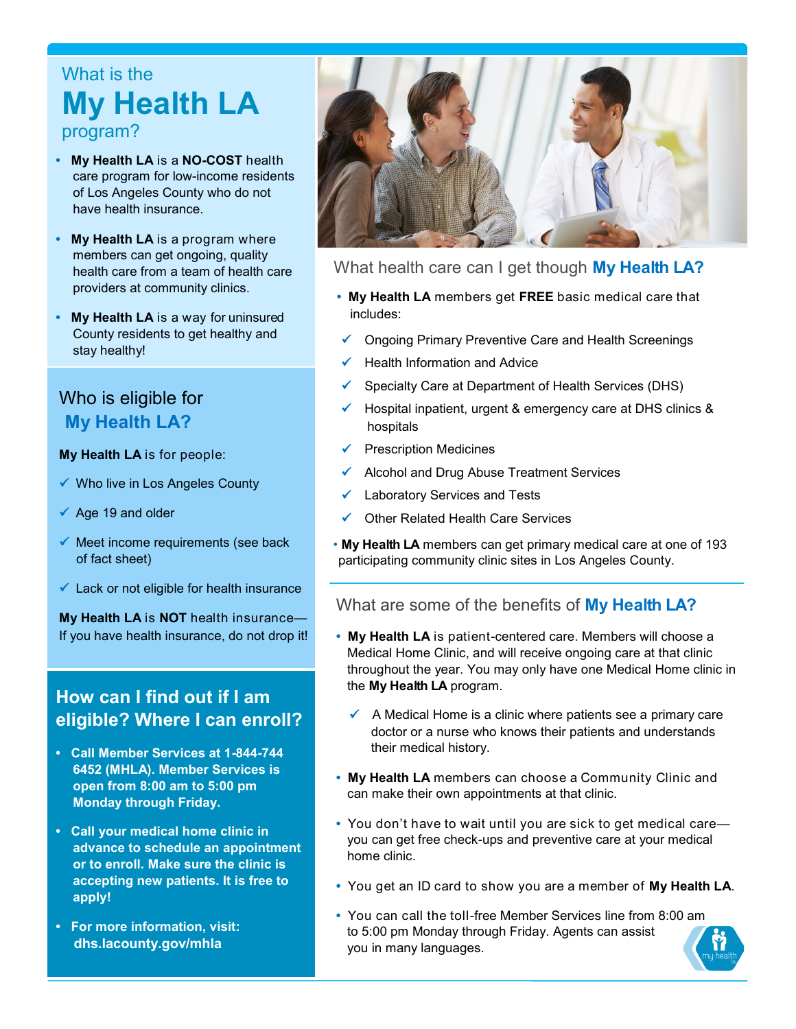# What is the **My Health LA** program?

- **My Health LA** is a **NO-COST** health care program for low-income residents of Los Angeles County who do not have health insurance.
- **My Health LA** is a program where members can get ongoing, quality health care from a team of health care providers at community clinics.
- **My Health LA** is a way for uninsured County residents to get healthy and stay healthy!

## Who is eligible for **My Health LA?**

**My Health LA** is for people:

- ✓ Who live in Los Angeles County
- ✓ Age 19 and older
- ✓ Meet income requirements (see back of fact sheet)
- ✓ Lack or not eligible for health insurance

**My Health LA** is **NOT** health insurance— If you have health insurance, do not drop it!

## How can I find out if I am eligible? Where I can enroll?

- **Call Member Services at 1-844-744 6452 (MHLA). Member Services is open from 8:00 am to 5:00 pm Monday through Friday.**
- **Call your medical home clinic in advance to schedule an appointment or to enroll. Make sure the clinic is accepting new patients. It is free to apply!**
- **For more information, visit: dhs.lacounty.gov/mhla**

## What health care can I get though **My Health LA?**

- **My Health LA** members get **FREE** basic medical care that includes:
  - ✓ Ongoing Primary Preventive Care and Health Screenings
  - ✓ Health Information and Advice
  - ✓ Specialty Care at Department of Health Services (DHS)
  - ✓ Hospital inpatient, urgent & emergency care at DHS clinics & hospitals
  - ✓ Prescription Medicines
  - ✓ Alcohol and Drug Abuse Treatment Services
  - ✓ Laboratory Services and Tests
  - ✓ Other Related Health Care Services
- **My Health LA** members can get primary medical care at one of 193 participating community clinic sites in Los Angeles County.

## What are some of the benefits of **My Health LA?**

- **My Health LA** is patient-centered care. Members will choose a Medical Home Clinic, and will receive ongoing care at that clinic throughout the year. You may only have one Medical Home clinic in the **My Health LA** program.
  - ✓ A Medical Home is a clinic where patients see a primary care doctor or a nurse who knows their patients and understands their medical history.
- **My Health LA** members can choose a Community Clinic and can make their own appointments at that clinic.
- You don't have to wait until you are sick to get medical care—you can get free check-ups and preventive care at your medical home clinic.
- You get an ID card to show you are a member of **My Health LA**.
- You can call the toll-free Member Services line from 8:00 am to 5:00 pm Monday through Friday. Agents can assist you in many languages.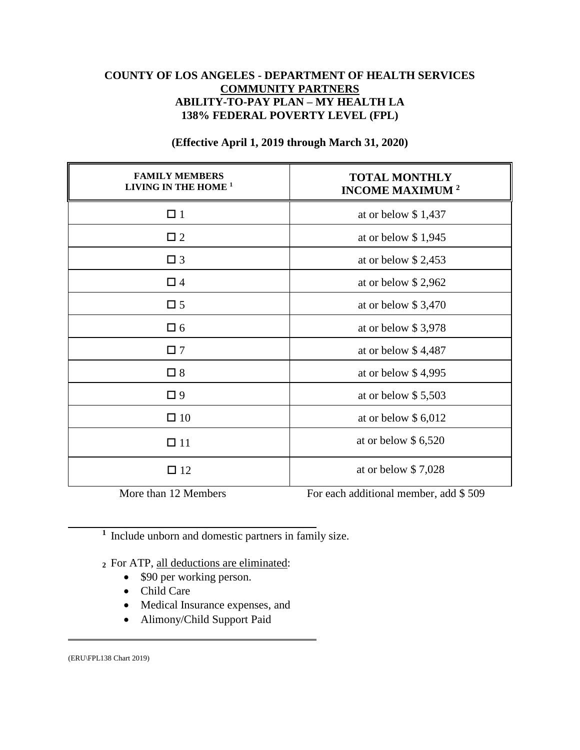**COUNTY OF LOS ANGELES - DEPARTMENT OF HEALTH SERVICES**
**COMMUNITY PARTNERS**
**ABILITY-TO-PAY PLAN – MY HEALTH LA**
**138% FEDERAL POVERTY LEVEL (FPL)**

**(Effective April 1, 2019 through March 31, 2020)**

| FAMILY MEMBERS LIVING IN THE HOME [1] | TOTAL MONTHLY INCOME MAXIMUM [2] |
|---|---|
| ☐ 1 | at or below $ 1,437 |
| ☐ 2 | at or below $ 1,945 |
| ☐ 3 | at or below $ 2,453 |
| ☐ 4 | at or below $ 2,962 |
| ☐ 5 | at or below $ 3,470 |
| ☐ 6 | at or below $ 3,978 |
| ☐ 7 | at or below $ 4,487 |
| ☐ 8 | at or below $ 4,995 |
| ☐ 9 | at or below $ 5,503 |
| ☐ 10 | at or below $ 6,012 |
| ☐ 11 | at or below $ 6,520 |
| ☐ 12 | at or below $ 7,028 |
| More than 12 Members | For each additional member, add $ 509 |

[1] Include unborn and domestic partners in family size.

[2] For ATP, all deductions are eliminated:

- $90 per working person.
- Child Care
- Medical Insurance expenses, and
- Alimony/Child Support Paid

(ERU\FPL138 Chart 2019)